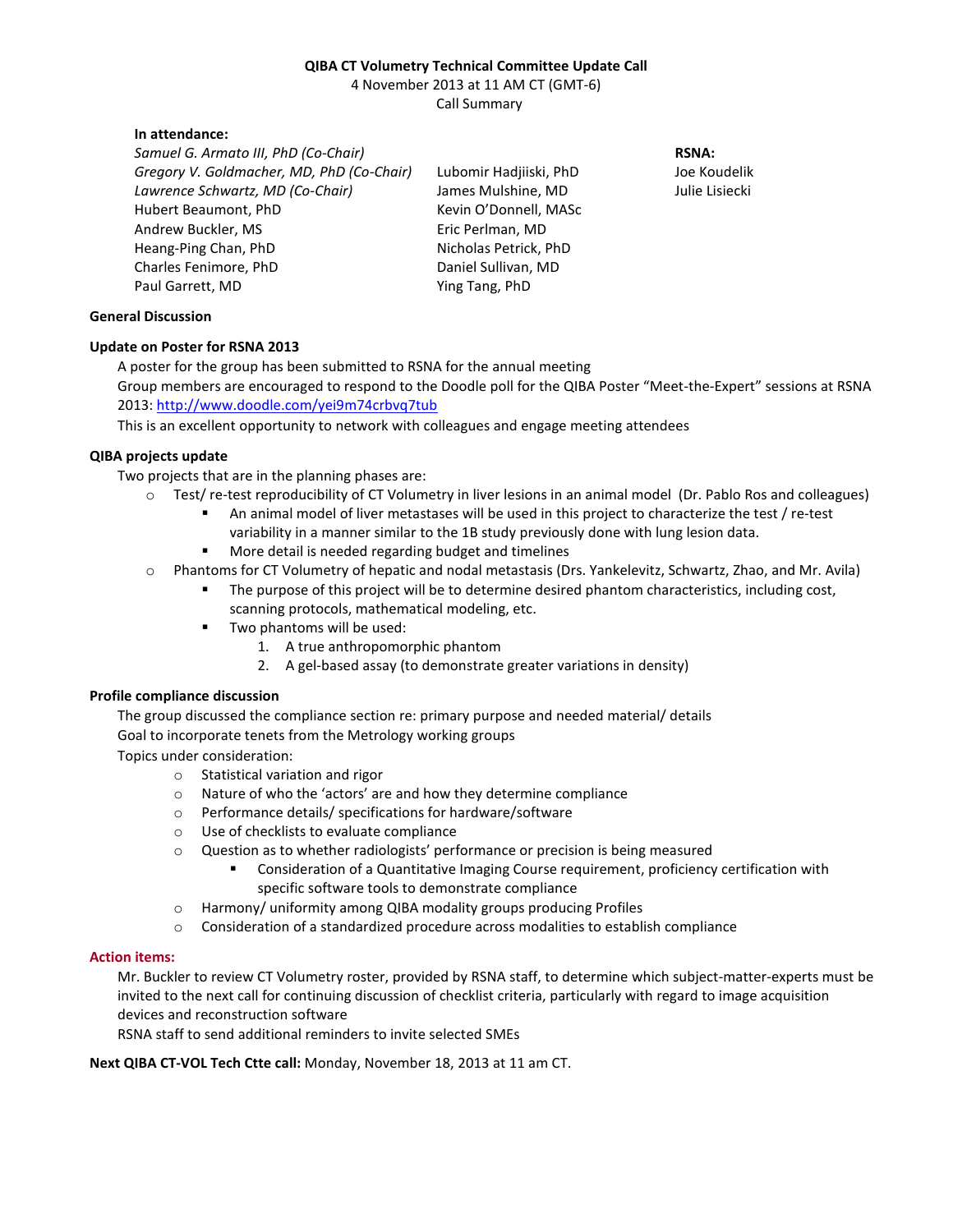**QIBA CT Volumetry Technical Committee Update Call**

4 November 2013 at 11 AM CT (GMT-6)

Call Summary

**In attendance:**

*Samuel G. Armato III, PhD (Co-Chair)*
*Gregory V. Goldmacher, MD, PhD (Co-Chair)*
*Lawrence Schwartz, MD (Co-Chair)*
Hubert Beaumont, PhD
Andrew Buckler, MS
Heang-Ping Chan, PhD
Charles Fenimore, PhD
Paul Garrett, MD
Lubomir Hadjiiski, PhD
James Mulshine, MD
Kevin O'Donnell, MASc
Eric Perlman, MD
Nicholas Petrick, PhD
Daniel Sullivan, MD
Ying Tang, PhD

**RSNA:**
Joe Koudelik
Julie Lisiecki

**General Discussion**

**Update on Poster for RSNA 2013**

A poster for the group has been submitted to RSNA for the annual meeting

Group members are encouraged to respond to the Doodle poll for the QIBA Poster "Meet-the-Expert" sessions at RSNA 2013: http://www.doodle.com/yei9m74crbvq7tub

This is an excellent opportunity to network with colleagues and engage meeting attendees

**QIBA projects update**

Two projects that are in the planning phases are:

- Test/ re-test reproducibility of CT Volumetry in liver lesions in an animal model (Dr. Pablo Ros and colleagues)
  - An animal model of liver metastases will be used in this project to characterize the test / re-test variability in a manner similar to the 1B study previously done with lung lesion data.
  - More detail is needed regarding budget and timelines
- Phantoms for CT Volumetry of hepatic and nodal metastasis (Drs. Yankelevitz, Schwartz, Zhao, and Mr. Avila)
  - The purpose of this project will be to determine desired phantom characteristics, including cost, scanning protocols, mathematical modeling, etc.
  - Two phantoms will be used:
    1. A true anthropomorphic phantom
    2. A gel-based assay (to demonstrate greater variations in density)

**Profile compliance discussion**

The group discussed the compliance section re: primary purpose and needed material/ details

Goal to incorporate tenets from the Metrology working groups

Topics under consideration:

- Statistical variation and rigor
- Nature of who the 'actors' are and how they determine compliance
- Performance details/ specifications for hardware/software
- Use of checklists to evaluate compliance
- Question as to whether radiologists' performance or precision is being measured
  - Consideration of a Quantitative Imaging Course requirement, proficiency certification with specific software tools to demonstrate compliance
- Harmony/ uniformity among QIBA modality groups producing Profiles
- Consideration of a standardized procedure across modalities to establish compliance

**Action items:**

Mr. Buckler to review CT Volumetry roster, provided by RSNA staff, to determine which subject-matter-experts must be invited to the next call for continuing discussion of checklist criteria, particularly with regard to image acquisition devices and reconstruction software

RSNA staff to send additional reminders to invite selected SMEs

**Next QIBA CT-VOL Tech Ctte call:** Monday, November 18, 2013 at 11 am CT.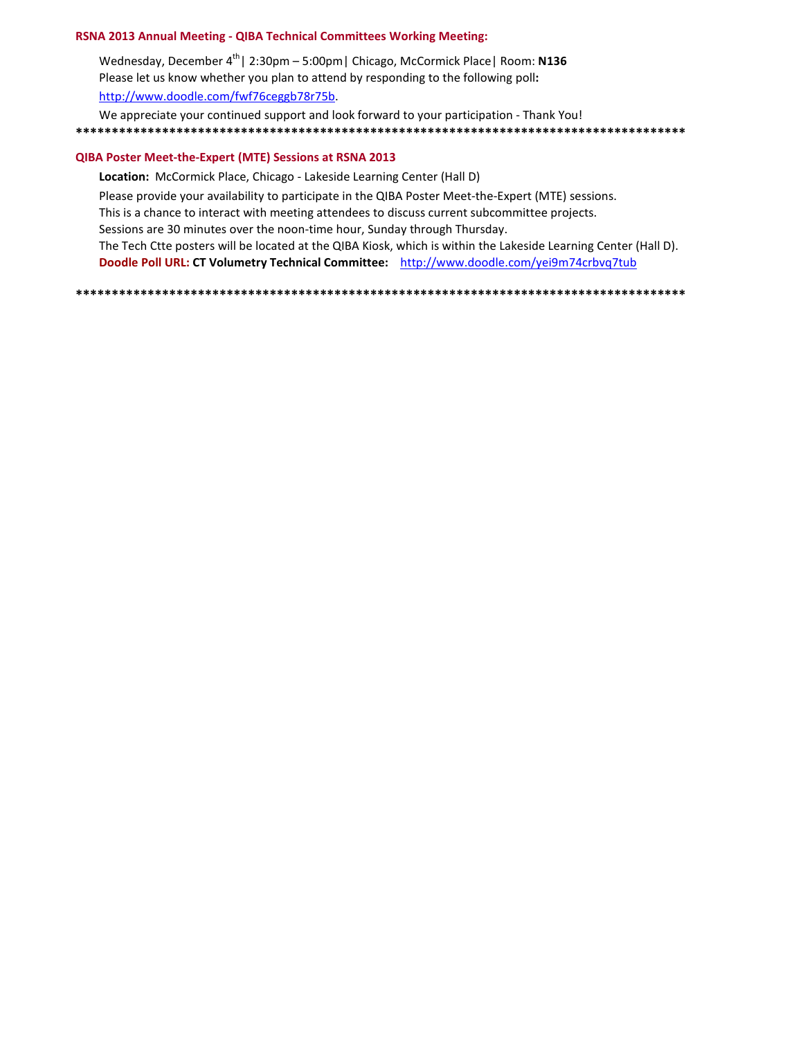### RSNA 2013 Annual Meeting - QIBA Technical Committees Working Meeting:

Wednesday, December 4th | 2:30pm – 5:00pm | Chicago, McCormick Place | Room: **N136**

Please let us know whether you plan to attend by responding to the following poll**:**

http://www.doodle.com/fwf76ceggb78r75b.

We appreciate your continued support and look forward to your participation - Thank You!

**************************************************************************************

### QIBA Poster Meet-the-Expert (MTE) Sessions at RSNA 2013

**Location:** McCormick Place, Chicago - Lakeside Learning Center (Hall D)

Please provide your availability to participate in the QIBA Poster Meet-the-Expert (MTE) sessions.

This is a chance to interact with meeting attendees to discuss current subcommittee projects.

Sessions are 30 minutes over the noon-time hour, Sunday through Thursday.

The Tech Ctte posters will be located at the QIBA Kiosk, which is within the Lakeside Learning Center (Hall D).

**Doodle Poll URL: CT Volumetry Technical Committee:** http://www.doodle.com/yei9m74crbvq7tub

**************************************************************************************